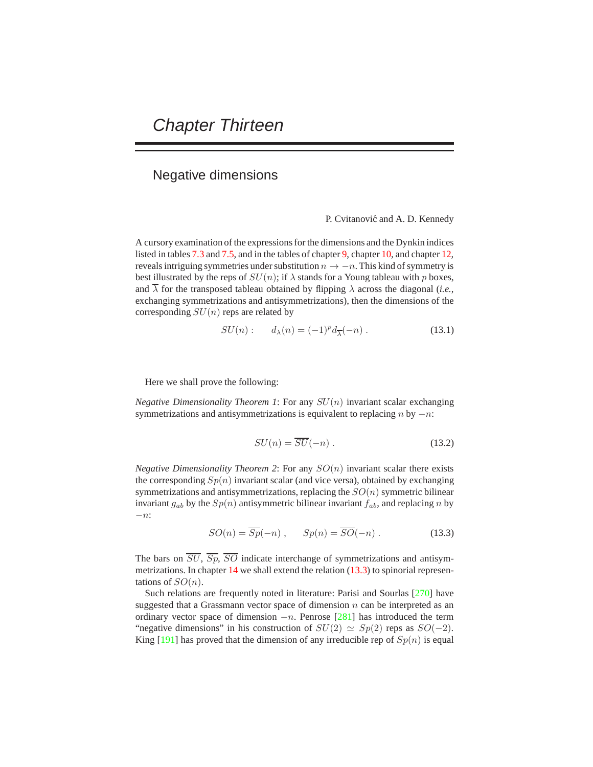# Chapter Thirteen

## Negative dimensions

P. Cvitanović and A. D. Kennedy

A cursory examination of the expressions for the dimensions and the Dynkin indices listed in tables 7.3 and 7.5, and in the tables of chapter 9, chapter 10, and chapter 12, reveals intriguing symmetries under substitution $n \to -n$. This kind of symmetry is best illustrated by the reps of $SU(n)$; if $\lambda$ stands for a Young tableau with $p$ boxes, and $\overline{\lambda}$ for the transposed tableau obtained by flipping $\lambda$ across the diagonal (*i.e.*, exchanging symmetrizations and antisymmetrizations), then the dimensions of the corresponding $SU(n)$ reps are related by

$$SU(n): \qquad d_\lambda(n) = (-1)^p d_{\overline{\lambda}}(-n) \,. \tag{13.1}$$

Here we shall prove the following:

*Negative Dimensionality Theorem 1*: For any $SU(n)$ invariant scalar exchanging symmetrizations and antisymmetrizations is equivalent to replacing $n$ by $-n$:

$$SU(n) = \overline{SU}(-n) \,. \tag{13.2}$$

*Negative Dimensionality Theorem 2*: For any $SO(n)$ invariant scalar there exists the corresponding $Sp(n)$ invariant scalar (and vice versa), obtained by exchanging symmetrizations and antisymmetrizations, replacing the $SO(n)$ symmetric bilinear invariant $g_{ab}$ by the $Sp(n)$ antisymmetric bilinear invariant $f_{ab}$, and replacing $n$ by $-n$:

$$SO(n) = \overline{Sp}(-n) \,, \qquad Sp(n) = \overline{SO}(-n) \,. \tag{13.3}$$

The bars on $\overline{SU}$, $\overline{Sp}$, $\overline{SO}$ indicate interchange of symmetrizations and antisymmetrizations. In chapter 14 we shall extend the relation (13.3) to spinorial representations of $SO(n)$.

Such relations are frequently noted in literature: Parisi and Sourlas [270] have suggested that a Grassmann vector space of dimension $n$ can be interpreted as an ordinary vector space of dimension $-n$. Penrose [281] has introduced the term "negative dimensions" in his construction of $SU(2) \simeq Sp(2)$ reps as $SO(-2)$. King [191] has proved that the dimension of any irreducible rep of $Sp(n)$ is equal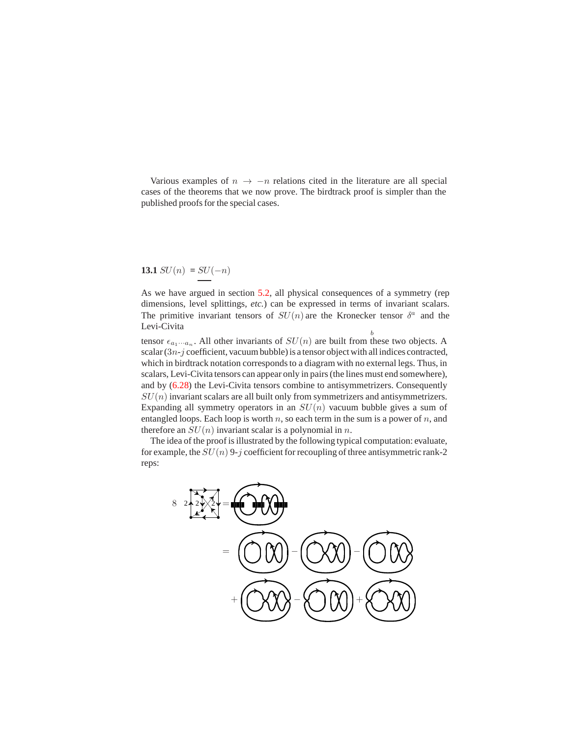Various examples of $n \to -n$ relations cited in the literature are all special cases of the theorems that we now prove. The birdtrack proof is simpler than the published proofs for the special cases.

## 13.1 $SU(n) = \underline{SU}(-n)$

As we have argued in section 5.2, all physical consequences of a symmetry (rep dimensions, level splittings, *etc.*) can be expressed in terms of invariant scalars. The primitive invariant tensors of $SU(n)$ are the Kronecker tensor $\delta^a_b$ and the Levi-Civita tensor $\epsilon_{a_1 \cdots a_n}$. All other invariants of $SU(n)$ are built from these two objects. A scalar ($3n$-$j$ coefficient, vacuum bubble) is a tensor object with all indices contracted, which in birdtrack notation corresponds to a diagram with no external legs. Thus, in scalars, Levi-Civita tensors can appear only in pairs (the lines must end somewhere), and by (6.28) the Levi-Civita tensors combine to antisymmetrizers. Consequently $SU(n)$ invariant scalars are all built only from symmetrizers and antisymmetrizers. Expanding all symmetry operators in an $SU(n)$ vacuum bubble gives a sum of entangled loops. Each loop is worth $n$, so each term in the sum is a power of $n$, and therefore an $SU(n)$ invariant scalar is a polynomial in $n$.

The idea of the proof is illustrated by the following typical computation: evaluate, for example, the $SU(n)$ 9-$j$ coefficient for recoupling of three antisymmetric rank-2 reps: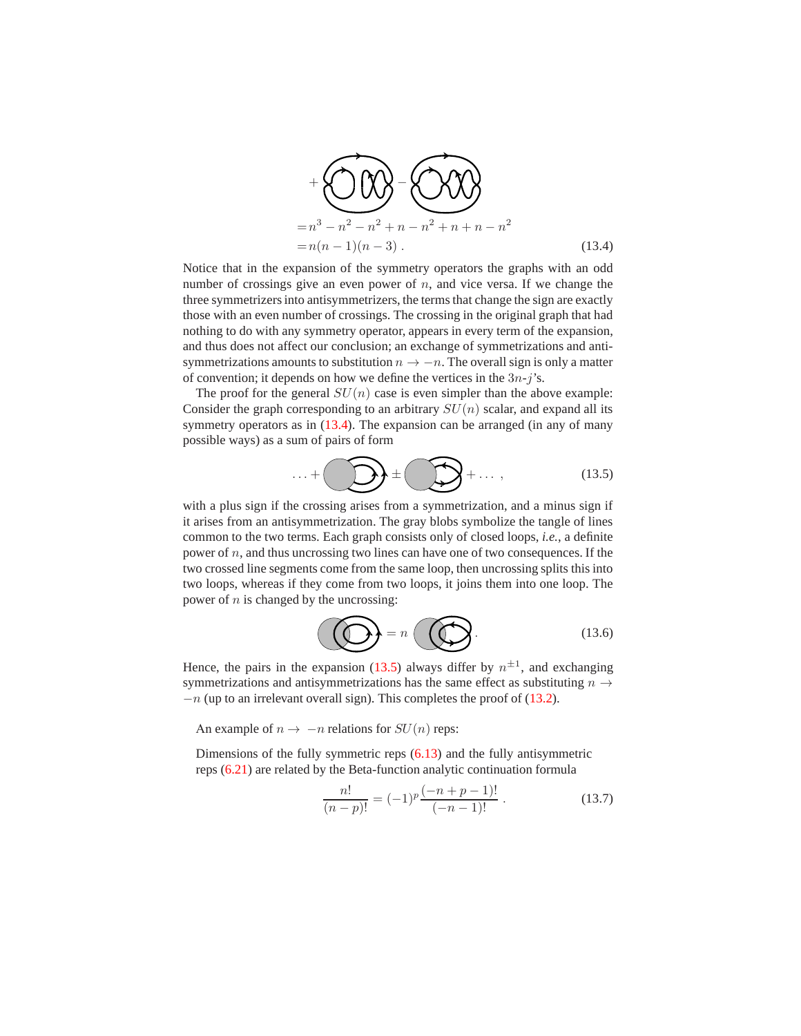$$
\begin{aligned}
&= n^3 - n^2 - n^2 + n - n^2 + n + n - n^2 \\
&= n(n-1)(n-3) \,. \qquad (13.4)
\end{aligned}
$$

Notice that in the expansion of the symmetry operators the graphs with an odd number of crossings give an even power of $n$, and vice versa. If we change the three symmetrizers into antisymmetrizers, the terms that change the sign are exactly those with an even number of crossings. The crossing in the original graph that had nothing to do with any symmetry operator, appears in every term of the expansion, and thus does not affect our conclusion; an exchange of symmetrizations and antisymmetrizations amounts to substitution $n \to -n$. The overall sign is only a matter of convention; it depends on how we define the vertices in the $3n$-$j$'s.

The proof for the general $SU(n)$ case is even simpler than the above example: Consider the graph corresponding to an arbitrary $SU(n)$ scalar, and expand all its symmetry operators as in (13.4). The expansion can be arranged (in any of many possible ways) as a sum of pairs of form

$$
\ldots + \quad \pm \quad + \ldots \,, \qquad (13.5)
$$

with a plus sign if the crossing arises from a symmetrization, and a minus sign if it arises from an antisymmetrization. The gray blobs symbolize the tangle of lines common to the two terms. Each graph consists only of closed loops, *i.e.*, a definite power of $n$, and thus uncrossing two lines can have one of two consequences. If the two crossed line segments come from the same loop, then uncrossing splits this into two loops, whereas if they come from two loops, it joins them into one loop. The power of $n$ is changed by the uncrossing:

$$
\quad = n \quad . \qquad (13.6)
$$

Hence, the pairs in the expansion (13.5) always differ by $n^{\pm 1}$, and exchanging symmetrizations and antisymmetrizations has the same effect as substituting $n \to -n$ (up to an irrelevant overall sign). This completes the proof of (13.2).

An example of $n \to -n$ relations for $SU(n)$ reps:

Dimensions of the fully symmetric reps (6.13) and the fully antisymmetric reps (6.21) are related by the Beta-function analytic continuation formula

$$
\frac{n!}{(n-p)!} = (-1)^p \frac{(-n+p-1)!}{(-n-1)!} \,. \qquad (13.7)
$$